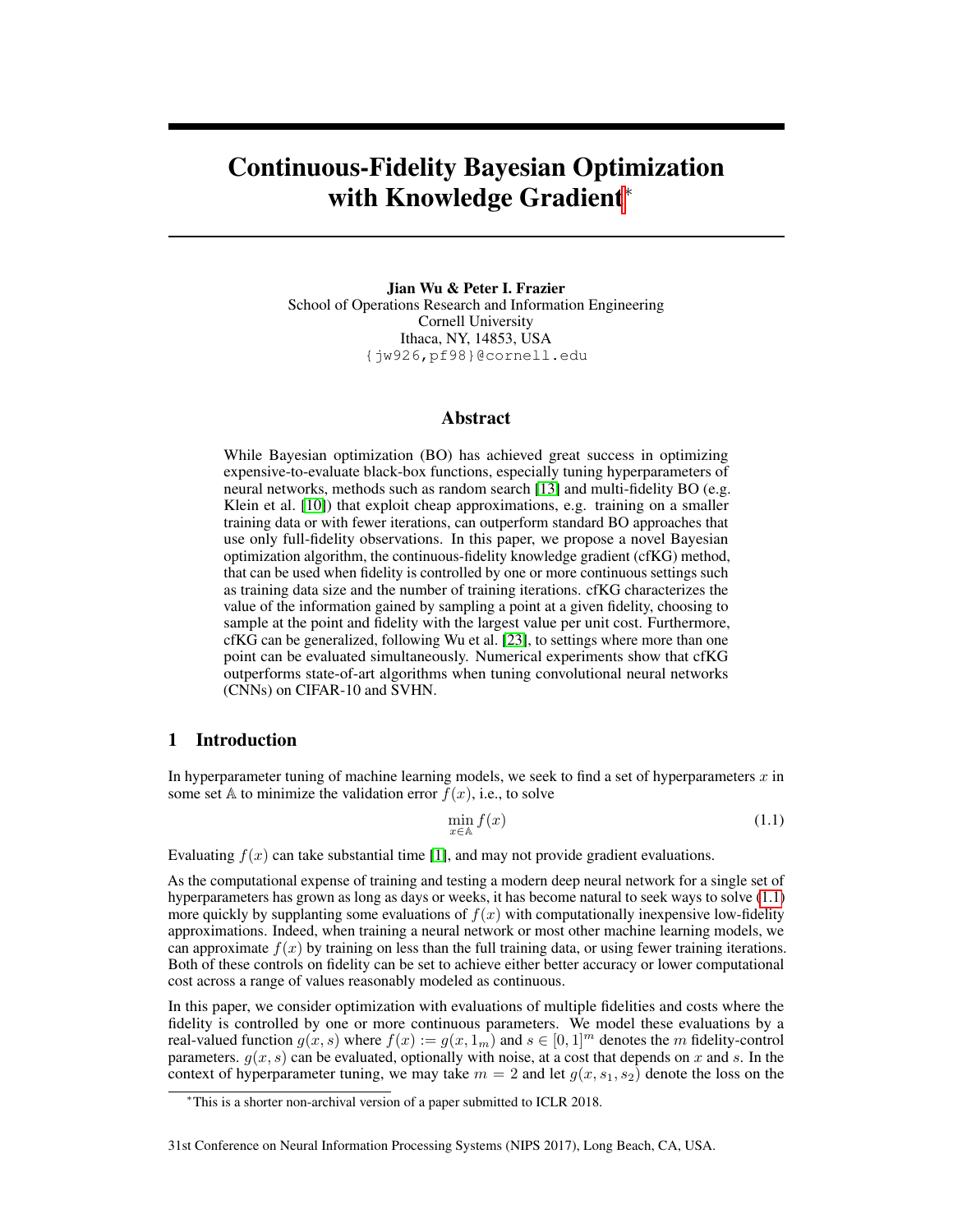# Continuous-Fidelity Bayesian Optimization with Knowledge Gradient*

**Jian Wu & Peter I. Frazier**
School of Operations Research and Information Engineering
Cornell University
Ithaca, NY, 14853, USA
{jw926,pf98}@cornell.edu

## Abstract

While Bayesian optimization (BO) has achieved great success in optimizing expensive-to-evaluate black-box functions, especially tuning hyperparameters of neural networks, methods such as random search [13] and multi-fidelity BO (e.g. Klein et al. [10]) that exploit cheap approximations, e.g. training on a smaller training data or with fewer iterations, can outperform standard BO approaches that use only full-fidelity observations. In this paper, we propose a novel Bayesian optimization algorithm, the continuous-fidelity knowledge gradient (cfKG) method, that can be used when fidelity is controlled by one or more continuous settings such as training data size and the number of training iterations. cfKG characterizes the value of the information gained by sampling a point at a given fidelity, choosing to sample at the point and fidelity with the largest value per unit cost. Furthermore, cfKG can be generalized, following Wu et al. [23], to settings where more than one point can be evaluated simultaneously. Numerical experiments show that cfKG outperforms state-of-art algorithms when tuning convolutional neural networks (CNNs) on CIFAR-10 and SVHN.

## 1 Introduction

In hyperparameter tuning of machine learning models, we seek to find a set of hyperparameters $x$ in some set $\mathbb{A}$ to minimize the validation error $f(x)$, i.e., to solve

$$\min_{x \in \mathbb{A}} f(x) \tag{1.1}$$

Evaluating $f(x)$ can take substantial time [1], and may not provide gradient evaluations.

As the computational expense of training and testing a modern deep neural network for a single set of hyperparameters has grown as long as days or weeks, it has become natural to seek ways to solve (1.1) more quickly by supplanting some evaluations of $f(x)$ with computationally inexpensive low-fidelity approximations. Indeed, when training a neural network or most other machine learning models, we can approximate $f(x)$ by training on less than the full training data, or using fewer training iterations. Both of these controls on fidelity can be set to achieve either better accuracy or lower computational cost across a range of values reasonably modeled as continuous.

In this paper, we consider optimization with evaluations of multiple fidelities and costs where the fidelity is controlled by one or more continuous parameters. We model these evaluations by a real-valued function $g(x, s)$ where $f(x) := g(x, 1_m)$ and $s \in [0, 1]^m$ denotes the $m$ fidelity-control parameters. $g(x, s)$ can be evaluated, optionally with noise, at a cost that depends on $x$ and $s$. In the context of hyperparameter tuning, we may take $m = 2$ and let $g(x, s_1, s_2)$ denote the loss on the

*This is a shorter non-archival version of a paper submitted to ICLR 2018.

31st Conference on Neural Information Processing Systems (NIPS 2017), Long Beach, CA, USA.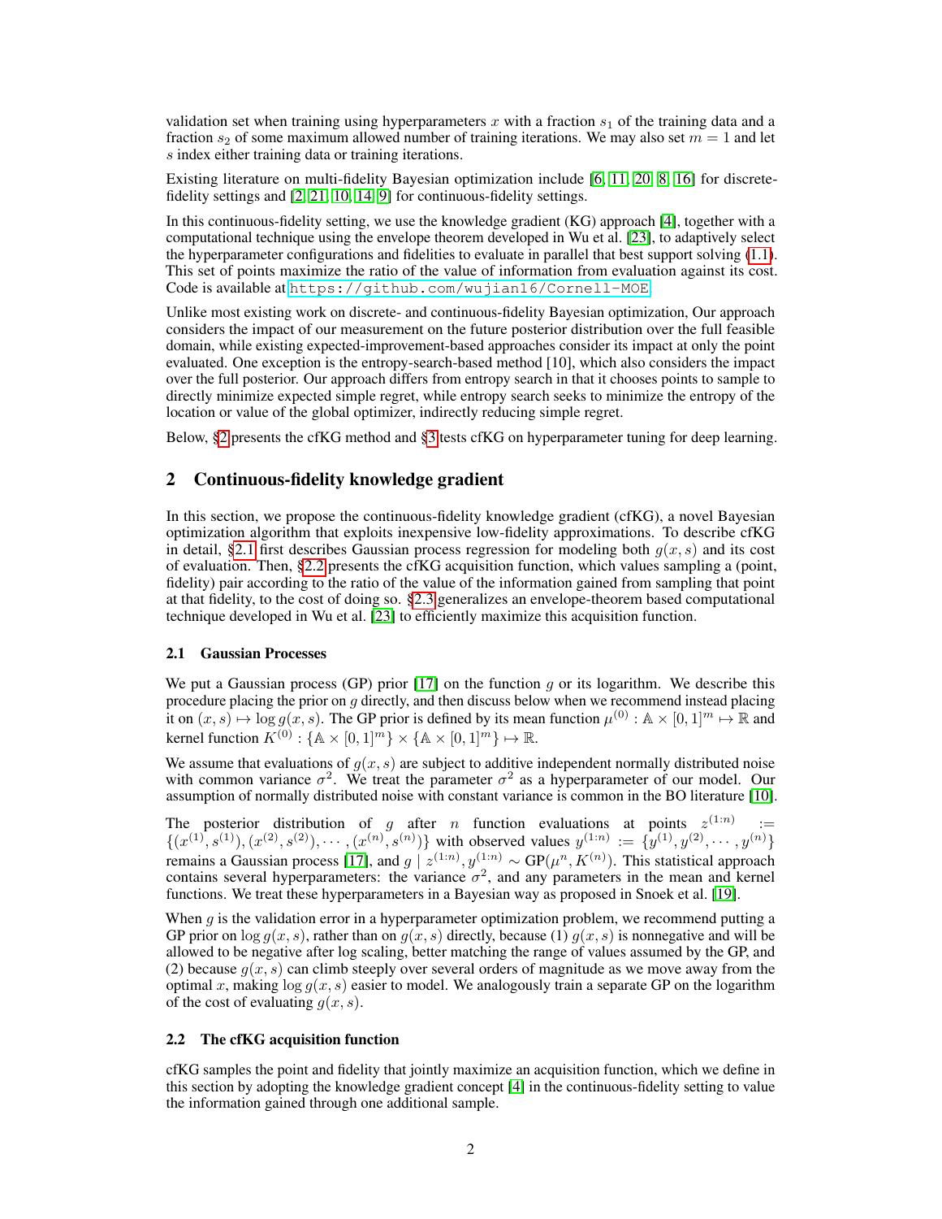validation set when training using hyperparameters $x$ with a fraction $s_1$ of the training data and a fraction $s_2$ of some maximum allowed number of training iterations. We may also set $m = 1$ and let $s$ index either training data or training iterations.

Existing literature on multi-fidelity Bayesian optimization include [6, 11, 20, 8, 16] for discrete-fidelity settings and [2, 21, 10, 14, 9] for continuous-fidelity settings.

In this continuous-fidelity setting, we use the knowledge gradient (KG) approach [4], together with a computational technique using the envelope theorem developed in Wu et al. [23], to adaptively select the hyperparameter configurations and fidelities to evaluate in parallel that best support solving (1.1). This set of points maximize the ratio of the value of information from evaluation against its cost. Code is available at https://github.com/wujian16/Cornell-MOE.

Unlike most existing work on discrete- and continuous-fidelity Bayesian optimization, Our approach considers the impact of our measurement on the future posterior distribution over the full feasible domain, while existing expected-improvement-based approaches consider its impact at only the point evaluated. One exception is the entropy-search-based method [10], which also considers the impact over the full posterior. Our approach differs from entropy search in that it chooses points to sample to directly minimize expected simple regret, while entropy search seeks to minimize the entropy of the location or value of the global optimizer, indirectly reducing simple regret.

Below, §2 presents the cfKG method and §3 tests cfKG on hyperparameter tuning for deep learning.

## 2 Continuous-fidelity knowledge gradient

In this section, we propose the continuous-fidelity knowledge gradient (cfKG), a novel Bayesian optimization algorithm that exploits inexpensive low-fidelity approximations. To describe cfKG in detail, §2.1 first describes Gaussian process regression for modeling both $g(x, s)$ and its cost of evaluation. Then, §2.2 presents the cfKG acquisition function, which values sampling a (point, fidelity) pair according to the ratio of the value of the information gained from sampling that point at that fidelity, to the cost of doing so. §2.3 generalizes an envelope-theorem based computational technique developed in Wu et al. [23] to efficiently maximize this acquisition function.

### 2.1 Gaussian Processes

We put a Gaussian process (GP) prior [17] on the function $g$ or its logarithm. We describe this procedure placing the prior on $g$ directly, and then discuss below when we recommend instead placing it on $(x, s) \mapsto \log g(x, s)$. The GP prior is defined by its mean function $\mu^{(0)} : \mathbb{A} \times [0, 1]^m \mapsto \mathbb{R}$ and kernel function $K^{(0)} : \{\mathbb{A} \times [0, 1]^m\} \times \{\mathbb{A} \times [0, 1]^m\} \mapsto \mathbb{R}$.

We assume that evaluations of $g(x, s)$ are subject to additive independent normally distributed noise with common variance $\sigma^2$. We treat the parameter $\sigma^2$ as a hyperparameter of our model. Our assumption of normally distributed noise with constant variance is common in the BO literature [10].

The posterior distribution of $g$ after $n$ function evaluations at points $z^{(1:n)} := \{(x^{(1)}, s^{(1)}), (x^{(2)}, s^{(2)}), \cdots, (x^{(n)}, s^{(n)})\}$ with observed values $y^{(1:n)} := \{y^{(1)}, y^{(2)}, \cdots, y^{(n)}\}$ remains a Gaussian process [17], and $g \mid z^{(1:n)}, y^{(1:n)} \sim \mathrm{GP}(\mu^n, K^{(n)})$. This statistical approach contains several hyperparameters: the variance $\sigma^2$, and any parameters in the mean and kernel functions. We treat these hyperparameters in a Bayesian way as proposed in Snoek et al. [19].

When $g$ is the validation error in a hyperparameter optimization problem, we recommend putting a GP prior on $\log g(x, s)$, rather than on $g(x, s)$ directly, because (1) $g(x, s)$ is nonnegative and will be allowed to be negative after log scaling, better matching the range of values assumed by the GP, and (2) because $g(x, s)$ can climb steeply over several orders of magnitude as we move away from the optimal $x$, making $\log g(x, s)$ easier to model. We analogously train a separate GP on the logarithm of the cost of evaluating $g(x, s)$.

### 2.2 The cfKG acquisition function

cfKG samples the point and fidelity that jointly maximize an acquisition function, which we define in this section by adopting the knowledge gradient concept [4] in the continuous-fidelity setting to value the information gained through one additional sample.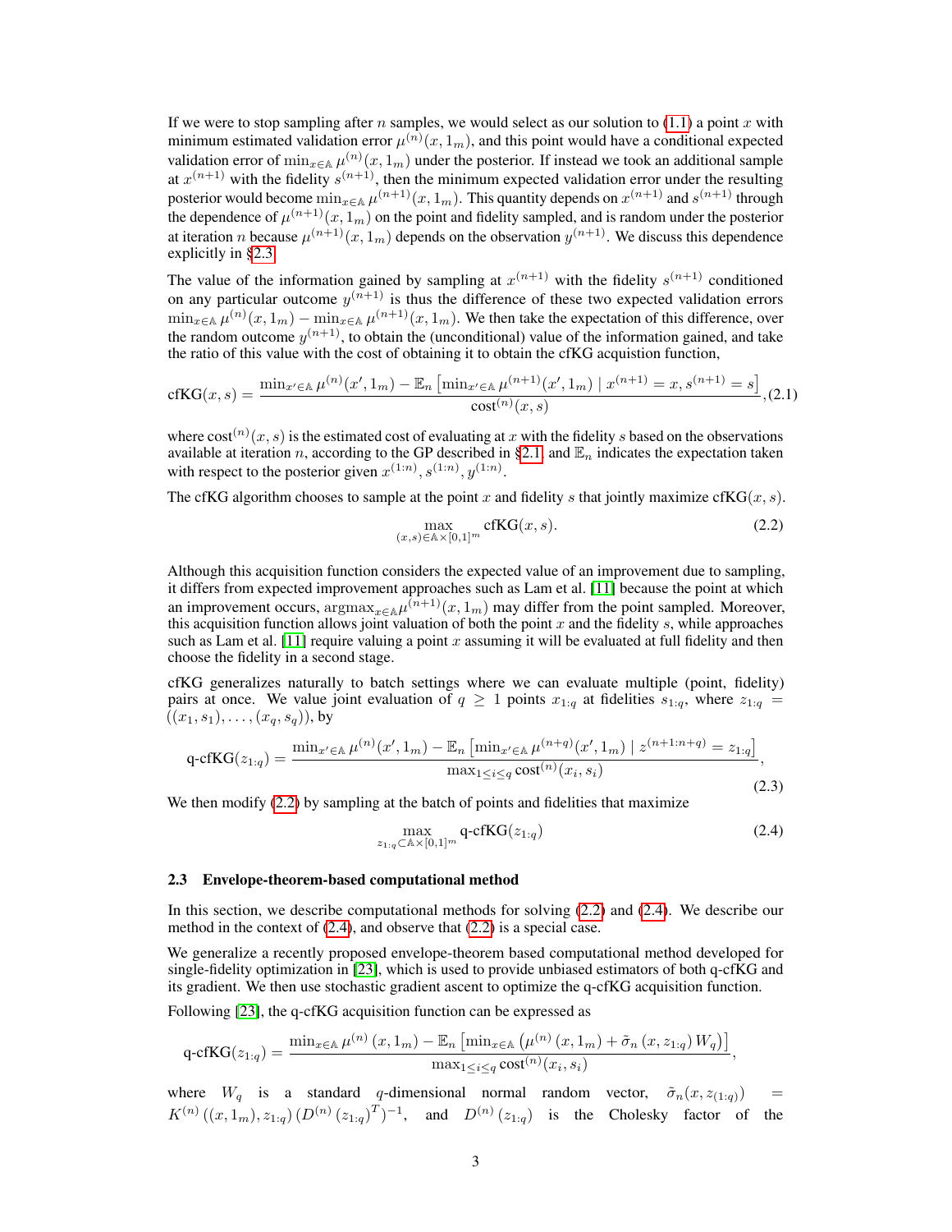If we were to stop sampling after $n$ samples, we would select as our solution to (1.1) a point $x$ with minimum estimated validation error $\mu^{(n)}(x, 1_m)$, and this point would have a conditional expected validation error of $\min_{x \in \mathbb{A}} \mu^{(n)}(x, 1_m)$ under the posterior. If instead we took an additional sample at $x^{(n+1)}$ with the fidelity $s^{(n+1)}$, then the minimum expected validation error under the resulting posterior would become $\min_{x \in \mathbb{A}} \mu^{(n+1)}(x, 1_m)$. This quantity depends on $x^{(n+1)}$ and $s^{(n+1)}$ through the dependence of $\mu^{(n+1)}(x, 1_m)$ on the point and fidelity sampled, and is random under the posterior at iteration $n$ because $\mu^{(n+1)}(x, 1_m)$ depends on the observation $y^{(n+1)}$. We discuss this dependence explicitly in §2.3.

The value of the information gained by sampling at $x^{(n+1)}$ with the fidelity $s^{(n+1)}$ conditioned on any particular outcome $y^{(n+1)}$ is thus the difference of these two expected validation errors $\min_{x \in \mathbb{A}} \mu^{(n)}(x, 1_m) - \min_{x \in \mathbb{A}} \mu^{(n+1)}(x, 1_m)$. We then take the expectation of this difference, over the random outcome $y^{(n+1)}$, to obtain the (unconditional) value of the information gained, and take the ratio of this value with the cost of obtaining it to obtain the cfKG acquistion function,

$$\text{cfKG}(x, s) = \frac{\min_{x' \in \mathbb{A}} \mu^{(n)}(x', 1_m) - \mathbb{E}_n\left[\min_{x' \in \mathbb{A}} \mu^{(n+1)}(x', 1_m) \mid x^{(n+1)} = x, s^{(n+1)} = s\right]}{\text{cost}^{(n)}(x, s)}, \tag{2.1}$$

where $\text{cost}^{(n)}(x, s)$ is the estimated cost of evaluating at $x$ with the fidelity $s$ based on the observations available at iteration $n$, according to the GP described in §2.1, and $\mathbb{E}_n$ indicates the expectation taken with respect to the posterior given $x^{(1:n)}, s^{(1:n)}, y^{(1:n)}$.

The cfKG algorithm chooses to sample at the point $x$ and fidelity $s$ that jointly maximize cfKG$(x, s)$.

$$\max_{(x,s) \in \mathbb{A} \times [0,1]^m} \text{cfKG}(x, s). \tag{2.2}$$

Although this acquisition function considers the expected value of an improvement due to sampling, it differs from expected improvement approaches such as Lam et al. [11] because the point at which an improvement occurs, $\text{argmax}_{x \in \mathbb{A}} \mu^{(n+1)}(x, 1_m)$ may differ from the point sampled. Moreover, this acquisition function allows joint valuation of both the point $x$ and the fidelity $s$, while approaches such as Lam et al. [11] require valuing a point $x$ assuming it will be evaluated at full fidelity and then choose the fidelity in a second stage.

cfKG generalizes naturally to batch settings where we can evaluate multiple (point, fidelity) pairs at once. We value joint evaluation of $q \geq 1$ points $x_{1:q}$ at fidelities $s_{1:q}$, where $z_{1:q} = ((x_1, s_1), \ldots, (x_q, s_q))$, by

$$\text{q-cfKG}(z_{1:q}) = \frac{\min_{x' \in \mathbb{A}} \mu^{(n)}(x', 1_m) - \mathbb{E}_n\left[\min_{x' \in \mathbb{A}} \mu^{(n+q)}(x', 1_m) \mid z^{(n+1:n+q)} = z_{1:q}\right]}{\max_{1 \leq i \leq q} \text{cost}^{(n)}(x_i, s_i)}, \tag{2.3}$$

We then modify (2.2) by sampling at the batch of points and fidelities that maximize

$$\max_{z_{1:q} \subset \mathbb{A} \times [0,1]^m} \text{q-cfKG}(z_{1:q}) \tag{2.4}$$

### 2.3 Envelope-theorem-based computational method

In this section, we describe computational methods for solving (2.2) and (2.4). We describe our method in the context of (2.4), and observe that (2.2) is a special case.

We generalize a recently proposed envelope-theorem based computational method developed for single-fidelity optimization in [23], which is used to provide unbiased estimators of both q-cfKG and its gradient. We then use stochastic gradient ascent to optimize the q-cfKG acquisition function.

Following [23], the q-cfKG acquisition function can be expressed as

$$\text{q-cfKG}(z_{1:q}) = \frac{\min_{x \in \mathbb{A}} \mu^{(n)}(x, 1_m) - \mathbb{E}_n\left[\min_{x \in \mathbb{A}} \left(\mu^{(n)}(x, 1_m) + \tilde{\sigma}_n(x, z_{1:q}) W_q\right)\right]}{\max_{1 \leq i \leq q} \text{cost}^{(n)}(x_i, s_i)},$$

where $W_q$ is a standard $q$-dimensional normal random vector, $\tilde{\sigma}_n(x, z_{(1:q)}) = K^{(n)}((x, 1_m), z_{1:q}) (D^{(n)}(z_{1:q})^T)^{-1}$, and $D^{(n)}(z_{1:q})$ is the Cholesky factor of the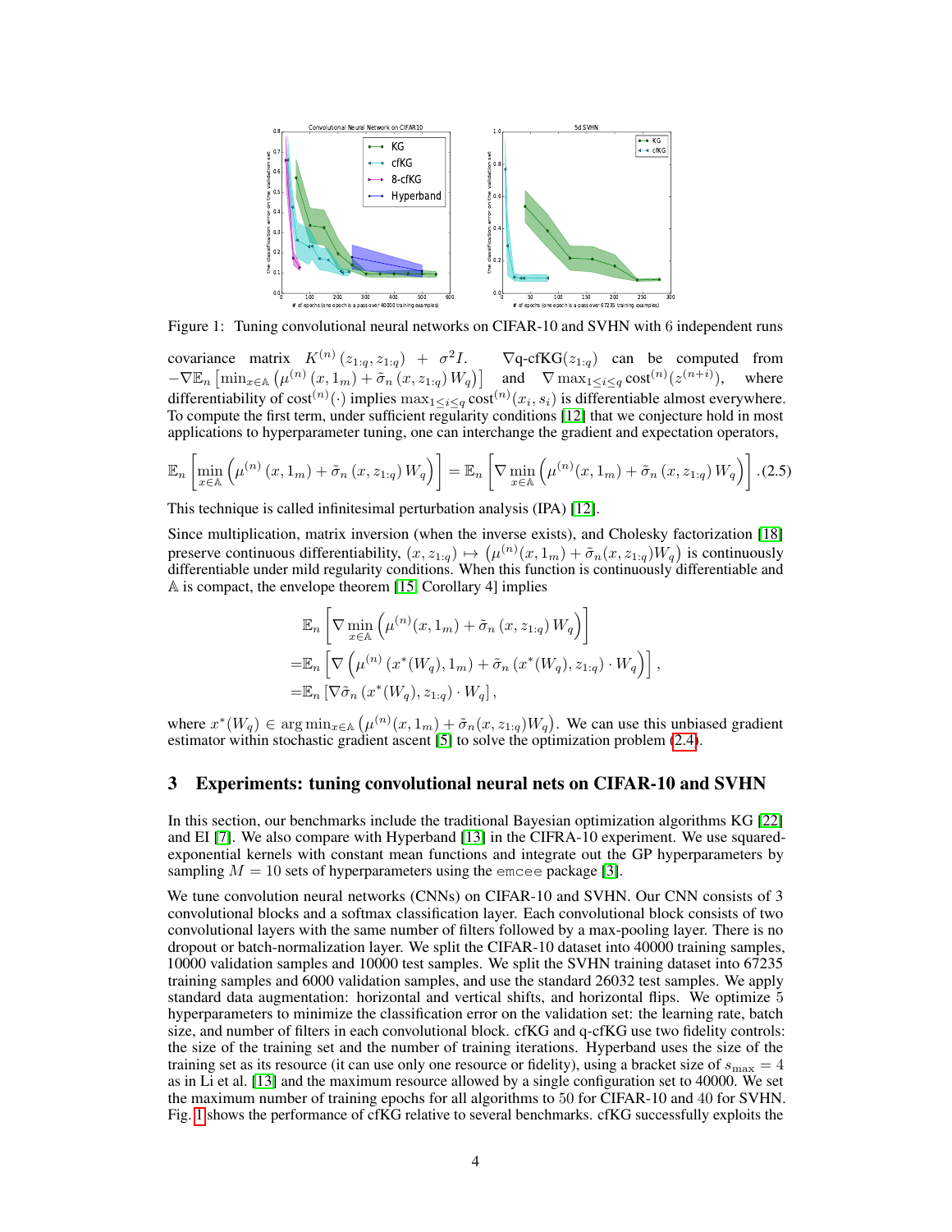Figure 1: Tuning convolutional neural networks on CIFAR-10 and SVHN with 6 independent runs

covariance matrix $K^{(n)}(z_{1:q}, z_{1:q}) + \sigma^2 I$. $\nabla$q-cfKG$(z_{1:q})$ can be computed from $-\nabla \mathbb{E}_n\left[\min_{x\in\mathbb{A}}\left(\mu^{(n)}(x, 1_m) + \tilde{\sigma}_n(x, z_{1:q}) W_q\right)\right]$ and $\nabla \max_{1\le i\le q} \text{cost}^{(n)}(z^{(n+i)})$, where differentiability of $\text{cost}^{(n)}(\cdot)$ implies $\max_{1\le i\le q} \text{cost}^{(n)}(x_i, s_i)$ is differentiable almost everywhere. To compute the first term, under sufficient regularity conditions [12] that we conjecture hold in most applications to hyperparameter tuning, one can interchange the gradient and expectation operators,

$$\mathbb{E}_n\left[\min_{x\in\mathbb{A}}\left(\mu^{(n)}(x, 1_m) + \tilde{\sigma}_n(x, z_{1:q}) W_q\right)\right] = \mathbb{E}_n\left[\nabla \min_{x\in\mathbb{A}}\left(\mu^{(n)}(x, 1_m) + \tilde{\sigma}_n(x, z_{1:q}) W_q\right)\right]. \quad (2.5)$$

This technique is called infinitesimal perturbation analysis (IPA) [12].

Since multiplication, matrix inversion (when the inverse exists), and Cholesky factorization [18] preserve continuous differentiability, $(x, z_{1:q}) \mapsto \left(\mu^{(n)}(x, 1_m) + \tilde{\sigma}_n(x, z_{1:q}) W_q\right)$ is continuously differentiable under mild regularity conditions. When this function is continuously differentiable and $\mathbb{A}$ is compact, the envelope theorem [15, Corollary 4] implies

$$\begin{aligned}
&\mathbb{E}_n\left[\nabla \min_{x\in\mathbb{A}}\left(\mu^{(n)}(x, 1_m) + \tilde{\sigma}_n(x, z_{1:q}) W_q\right)\right] \\
=&\mathbb{E}_n\left[\nabla\left(\mu^{(n)}(x^*(W_q), 1_m) + \tilde{\sigma}_n(x^*(W_q), z_{1:q}) \cdot W_q\right)\right], \\
=&\mathbb{E}_n\left[\nabla \tilde{\sigma}_n(x^*(W_q), z_{1:q}) \cdot W_q\right],
\end{aligned}$$

where $x^*(W_q) \in \arg\min_{x\in\mathbb{A}}\left(\mu^{(n)}(x, 1_m) + \tilde{\sigma}_n(x, z_{1:q}) W_q\right)$. We can use this unbiased gradient estimator within stochastic gradient ascent [5] to solve the optimization problem (2.4).

## 3 Experiments: tuning convolutional neural nets on CIFAR-10 and SVHN

In this section, our benchmarks include the traditional Bayesian optimization algorithms KG [22] and EI [7]. We also compare with Hyperband [13] in the CIFRA-10 experiment. We use squared-exponential kernels with constant mean functions and integrate out the GP hyperparameters by sampling $M = 10$ sets of hyperparameters using the emcee package [3].

We tune convolution neural networks (CNNs) on CIFAR-10 and SVHN. Our CNN consists of 3 convolutional blocks and a softmax classification layer. Each convolutional block consists of two convolutional layers with the same number of filters followed by a max-pooling layer. There is no dropout or batch-normalization layer. We split the CIFAR-10 dataset into 40000 training samples, 10000 validation samples and 10000 test samples. We split the SVHN training dataset into 67235 training samples and 6000 validation samples, and use the standard 26032 test samples. We apply standard data augmentation: horizontal and vertical shifts, and horizontal flips. We optimize 5 hyperparameters to minimize the classification error on the validation set: the learning rate, batch size, and number of filters in each convolutional block. cfKG and q-cfKG use two fidelity controls: the size of the training set and the number of training iterations. Hyperband uses the size of the training set as its resource (it can use only one resource or fidelity), using a bracket size of $s_{\max} = 4$ as in Li et al. [13] and the maximum resource allowed by a single configuration set to 40000. We set the maximum number of training epochs for all algorithms to 50 for CIFAR-10 and 40 for SVHN. Fig. 1 shows the performance of cfKG relative to several benchmarks. cfKG successfully exploits the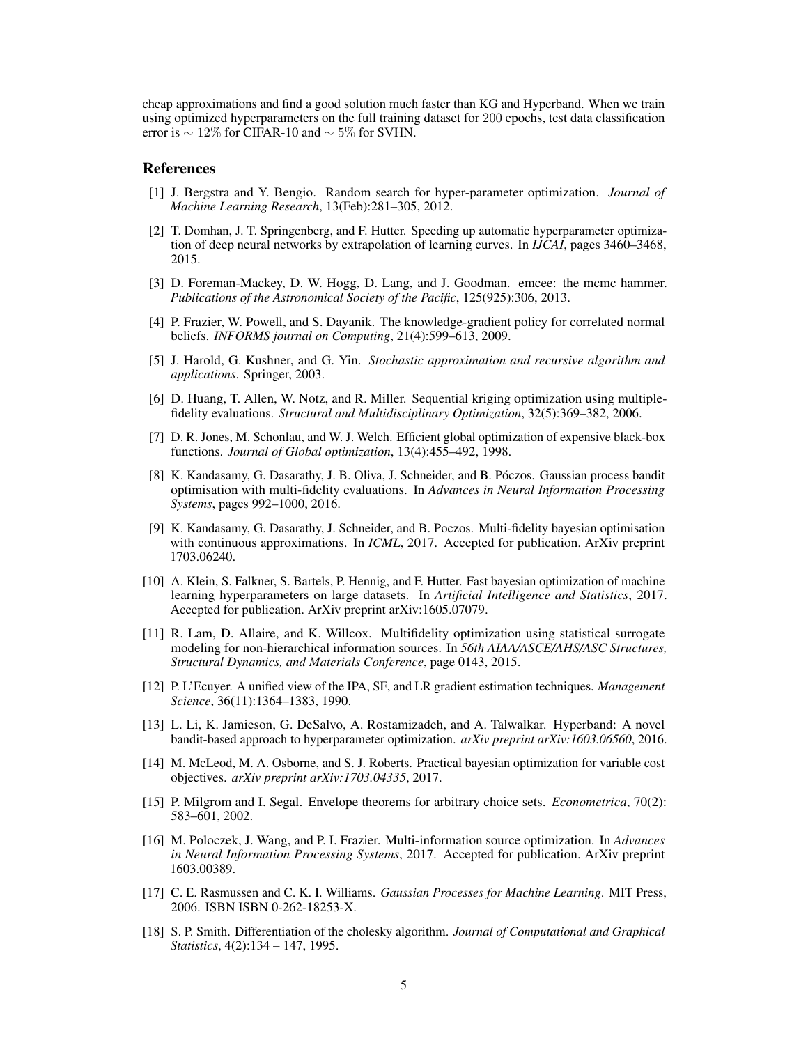cheap approximations and find a good solution much faster than KG and Hyperband. When we train using optimized hyperparameters on the full training dataset for 200 epochs, test data classification error is $\sim 12\%$ for CIFAR-10 and $\sim 5\%$ for SVHN.

## References

[1] J. Bergstra and Y. Bengio. Random search for hyper-parameter optimization. *Journal of Machine Learning Research*, 13(Feb):281–305, 2012.

[2] T. Domhan, J. T. Springenberg, and F. Hutter. Speeding up automatic hyperparameter optimization of deep neural networks by extrapolation of learning curves. In *IJCAI*, pages 3460–3468, 2015.

[3] D. Foreman-Mackey, D. W. Hogg, D. Lang, and J. Goodman. emcee: the mcmc hammer. *Publications of the Astronomical Society of the Pacific*, 125(925):306, 2013.

[4] P. Frazier, W. Powell, and S. Dayanik. The knowledge-gradient policy for correlated normal beliefs. *INFORMS journal on Computing*, 21(4):599–613, 2009.

[5] J. Harold, G. Kushner, and G. Yin. *Stochastic approximation and recursive algorithm and applications*. Springer, 2003.

[6] D. Huang, T. Allen, W. Notz, and R. Miller. Sequential kriging optimization using multiple-fidelity evaluations. *Structural and Multidisciplinary Optimization*, 32(5):369–382, 2006.

[7] D. R. Jones, M. Schonlau, and W. J. Welch. Efficient global optimization of expensive black-box functions. *Journal of Global optimization*, 13(4):455–492, 1998.

[8] K. Kandasamy, G. Dasarathy, J. B. Oliva, J. Schneider, and B. Póczos. Gaussian process bandit optimisation with multi-fidelity evaluations. In *Advances in Neural Information Processing Systems*, pages 992–1000, 2016.

[9] K. Kandasamy, G. Dasarathy, J. Schneider, and B. Poczos. Multi-fidelity bayesian optimisation with continuous approximations. In *ICML*, 2017. Accepted for publication. ArXiv preprint 1703.06240.

[10] A. Klein, S. Falkner, S. Bartels, P. Hennig, and F. Hutter. Fast bayesian optimization of machine learning hyperparameters on large datasets. In *Artificial Intelligence and Statistics*, 2017. Accepted for publication. ArXiv preprint arXiv:1605.07079.

[11] R. Lam, D. Allaire, and K. Willcox. Multifidelity optimization using statistical surrogate modeling for non-hierarchical information sources. In *56th AIAA/ASCE/AHS/ASC Structures, Structural Dynamics, and Materials Conference*, page 0143, 2015.

[12] P. L'Ecuyer. A unified view of the IPA, SF, and LR gradient estimation techniques. *Management Science*, 36(11):1364–1383, 1990.

[13] L. Li, K. Jamieson, G. DeSalvo, A. Rostamizadeh, and A. Talwalkar. Hyperband: A novel bandit-based approach to hyperparameter optimization. *arXiv preprint arXiv:1603.06560*, 2016.

[14] M. McLeod, M. A. Osborne, and S. J. Roberts. Practical bayesian optimization for variable cost objectives. *arXiv preprint arXiv:1703.04335*, 2017.

[15] P. Milgrom and I. Segal. Envelope theorems for arbitrary choice sets. *Econometrica*, 70(2): 583–601, 2002.

[16] M. Poloczek, J. Wang, and P. I. Frazier. Multi-information source optimization. In *Advances in Neural Information Processing Systems*, 2017. Accepted for publication. ArXiv preprint 1603.00389.

[17] C. E. Rasmussen and C. K. I. Williams. *Gaussian Processes for Machine Learning*. MIT Press, 2006. ISBN ISBN 0-262-18253-X.

[18] S. P. Smith. Differentiation of the cholesky algorithm. *Journal of Computational and Graphical Statistics*, 4(2):134 – 147, 1995.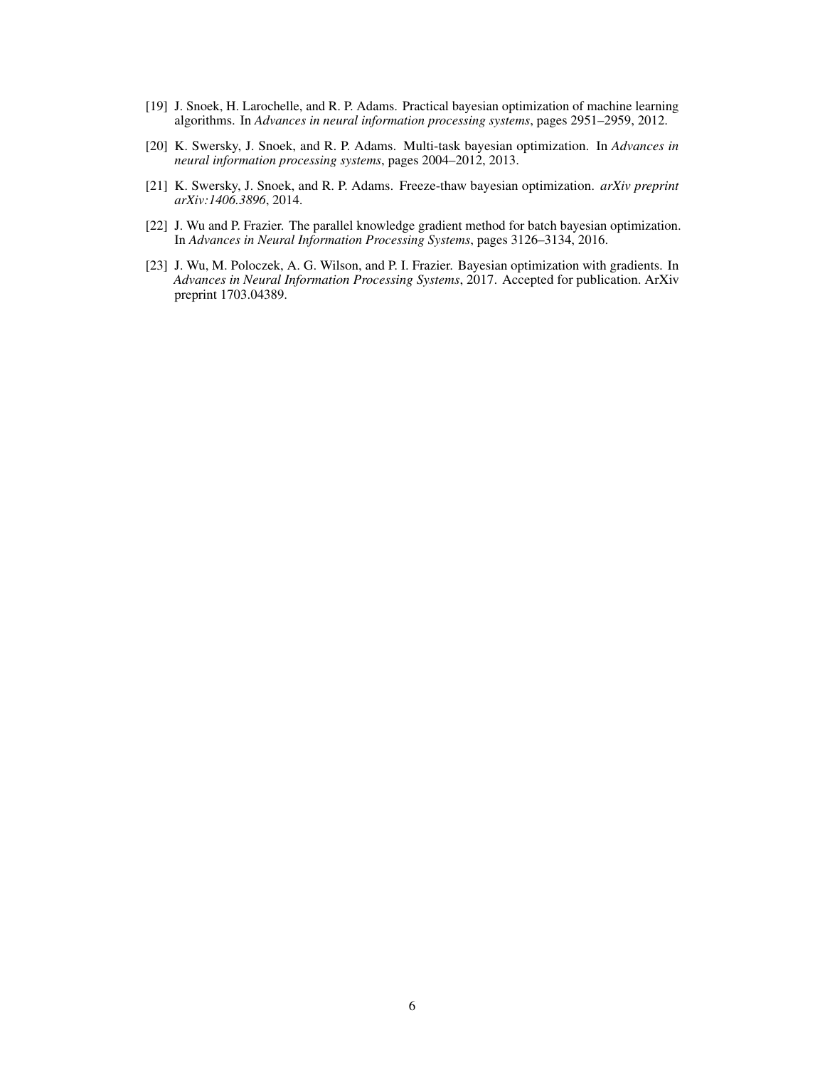[19] J. Snoek, H. Larochelle, and R. P. Adams. Practical bayesian optimization of machine learning algorithms. In *Advances in neural information processing systems*, pages 2951–2959, 2012.

[20] K. Swersky, J. Snoek, and R. P. Adams. Multi-task bayesian optimization. In *Advances in neural information processing systems*, pages 2004–2012, 2013.

[21] K. Swersky, J. Snoek, and R. P. Adams. Freeze-thaw bayesian optimization. *arXiv preprint arXiv:1406.3896*, 2014.

[22] J. Wu and P. Frazier. The parallel knowledge gradient method for batch bayesian optimization. In *Advances in Neural Information Processing Systems*, pages 3126–3134, 2016.

[23] J. Wu, M. Poloczek, A. G. Wilson, and P. I. Frazier. Bayesian optimization with gradients. In *Advances in Neural Information Processing Systems*, 2017. Accepted for publication. ArXiv preprint 1703.04389.